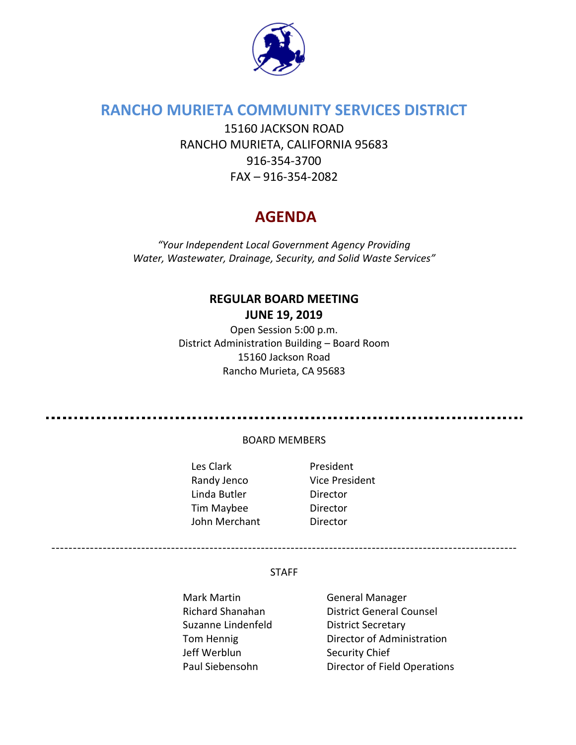# RANCHO MURIETA COMMUNITY SERVICES DISTRICT

15160 JACKSON ROAD
RANCHO MURIETA, CALIFORNIA 95683
916-354-3700
FAX – 916-354-2082

# AGENDA

*"Your Independent Local Government Agency Providing Water, Wastewater, Drainage, Security, and Solid Waste Services"*

**REGULAR BOARD MEETING**
**JUNE 19, 2019**

Open Session 5:00 p.m.
District Administration Building – Board Room
15160 Jackson Road
Rancho Murieta, CA 95683

---

BOARD MEMBERS

| | |
|---|---|
| Les Clark | President |
| Randy Jenco | Vice President |
| Linda Butler | Director |
| Tim Maybee | Director |
| John Merchant | Director |

---

STAFF

| | |
|---|---|
| Mark Martin | General Manager |
| Richard Shanahan | District General Counsel |
| Suzanne Lindenfeld | District Secretary |
| Tom Hennig | Director of Administration |
| Jeff Werblun | Security Chief |
| Paul Siebensohn | Director of Field Operations |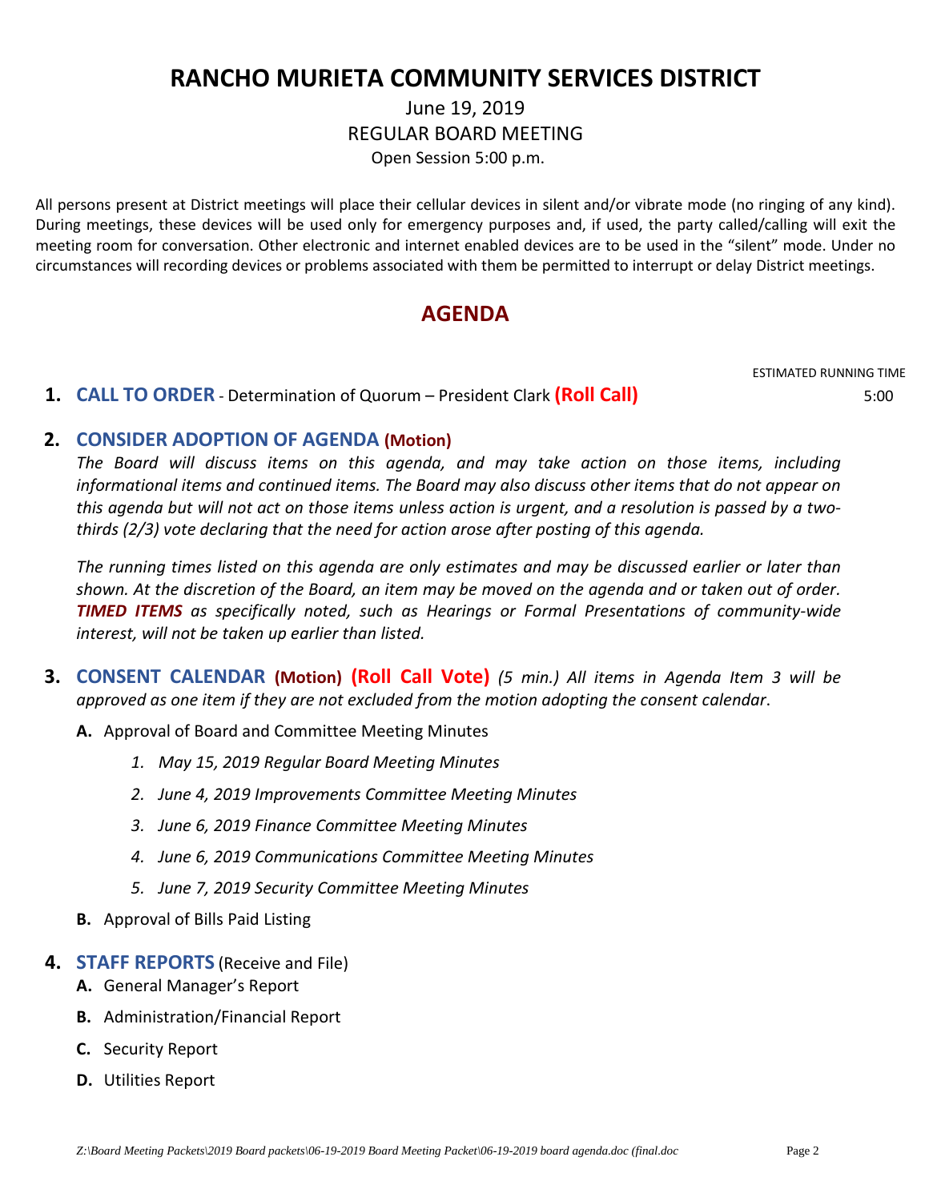# RANCHO MURIETA COMMUNITY SERVICES DISTRICT

June 19, 2019

REGULAR BOARD MEETING

Open Session 5:00 p.m.

All persons present at District meetings will place their cellular devices in silent and/or vibrate mode (no ringing of any kind). During meetings, these devices will be used only for emergency purposes and, if used, the party called/calling will exit the meeting room for conversation. Other electronic and internet enabled devices are to be used in the "silent" mode. Under no circumstances will recording devices or problems associated with them be permitted to interrupt or delay District meetings.

## AGENDA

ESTIMATED RUNNING TIME

**1. CALL TO ORDER** - Determination of Quorum – President Clark **(Roll Call)** 5:00

**2. CONSIDER ADOPTION OF AGENDA (Motion)**

*The Board will discuss items on this agenda, and may take action on those items, including informational items and continued items. The Board may also discuss other items that do not appear on this agenda but will not act on those items unless action is urgent, and a resolution is passed by a two-thirds (2/3) vote declaring that the need for action arose after posting of this agenda.*

*The running times listed on this agenda are only estimates and may be discussed earlier or later than shown. At the discretion of the Board, an item may be moved on the agenda and or taken out of order.* ***TIMED ITEMS*** *as specifically noted, such as Hearings or Formal Presentations of community-wide interest, will not be taken up earlier than listed.*

**3. CONSENT CALENDAR (Motion) (Roll Call Vote)** *(5 min.) All items in Agenda Item 3 will be approved as one item if they are not excluded from the motion adopting the consent calendar*.

**A.** Approval of Board and Committee Meeting Minutes

1. *May 15, 2019 Regular Board Meeting Minutes*
2. *June 4, 2019 Improvements Committee Meeting Minutes*
3. *June 6, 2019 Finance Committee Meeting Minutes*
4. *June 6, 2019 Communications Committee Meeting Minutes*
5. *June 7, 2019 Security Committee Meeting Minutes*

**B.** Approval of Bills Paid Listing

**4. STAFF REPORTS** (Receive and File)

**A.** General Manager's Report

**B.** Administration/Financial Report

**C.** Security Report

**D.** Utilities Report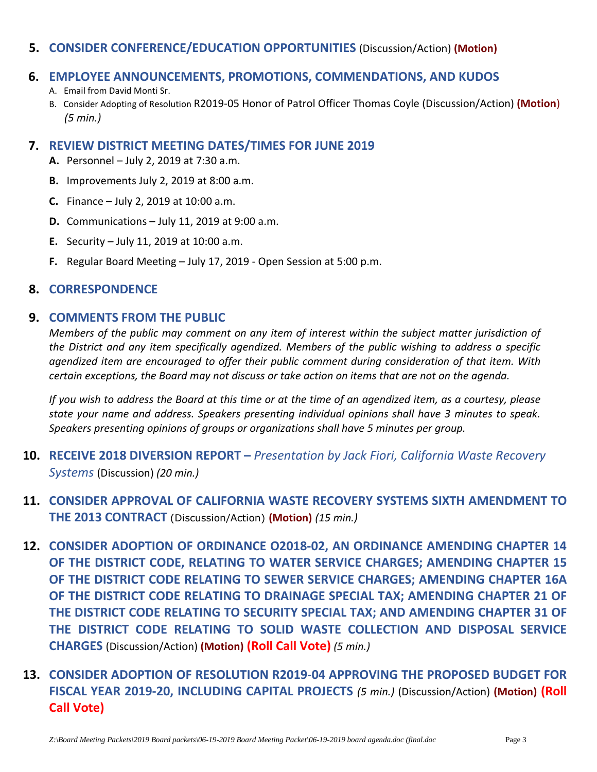## 5. CONSIDER CONFERENCE/EDUCATION OPPORTUNITIES (Discussion/Action) **(Motion)**

## 6. EMPLOYEE ANNOUNCEMENTS, PROMOTIONS, COMMENDATIONS, AND KUDOS

A. Email from David Monti Sr.

B. Consider Adopting of Resolution R2019-05 Honor of Patrol Officer Thomas Coyle (Discussion/Action) **(Motion)** *(5 min.)*

## 7. REVIEW DISTRICT MEETING DATES/TIMES FOR JUNE 2019

**A.** Personnel – July 2, 2019 at 7:30 a.m.

**B.** Improvements July 2, 2019 at 8:00 a.m.

**C.** Finance – July 2, 2019 at 10:00 a.m.

**D.** Communications – July 11, 2019 at 9:00 a.m.

**E.** Security – July 11, 2019 at 10:00 a.m.

**F.** Regular Board Meeting – July 17, 2019 - Open Session at 5:00 p.m.

## 8. CORRESPONDENCE

## 9. COMMENTS FROM THE PUBLIC

*Members of the public may comment on any item of interest within the subject matter jurisdiction of the District and any item specifically agendized. Members of the public wishing to address a specific agendized item are encouraged to offer their public comment during consideration of that item. With certain exceptions, the Board may not discuss or take action on items that are not on the agenda.*

*If you wish to address the Board at this time or at the time of an agendized item, as a courtesy, please state your name and address. Speakers presenting individual opinions shall have 3 minutes to speak. Speakers presenting opinions of groups or organizations shall have 5 minutes per group.*

## 10. RECEIVE 2018 DIVERSION REPORT – *Presentation by Jack Fiori, California Waste Recovery Systems* (Discussion) *(20 min.)*

## 11. CONSIDER APPROVAL OF CALIFORNIA WASTE RECOVERY SYSTEMS SIXTH AMENDMENT TO THE 2013 CONTRACT (Discussion/Action) **(Motion)** *(15 min.)*

## 12. CONSIDER ADOPTION OF ORDINANCE O2018-02, AN ORDINANCE AMENDING CHAPTER 14 OF THE DISTRICT CODE, RELATING TO WATER SERVICE CHARGES; AMENDING CHAPTER 15 OF THE DISTRICT CODE RELATING TO SEWER SERVICE CHARGES; AMENDING CHAPTER 16A OF THE DISTRICT CODE RELATING TO DRAINAGE SPECIAL TAX; AMENDING CHAPTER 21 OF THE DISTRICT CODE RELATING TO SECURITY SPECIAL TAX; AND AMENDING CHAPTER 31 OF THE DISTRICT CODE RELATING TO SOLID WASTE COLLECTION AND DISPOSAL SERVICE CHARGES (Discussion/Action) **(Motion)** **(Roll Call Vote)** *(5 min.)*

## 13. CONSIDER ADOPTION OF RESOLUTION R2019-04 APPROVING THE PROPOSED BUDGET FOR FISCAL YEAR 2019-20, INCLUDING CAPITAL PROJECTS *(5 min.)* (Discussion/Action) **(Motion)** **(Roll Call Vote)**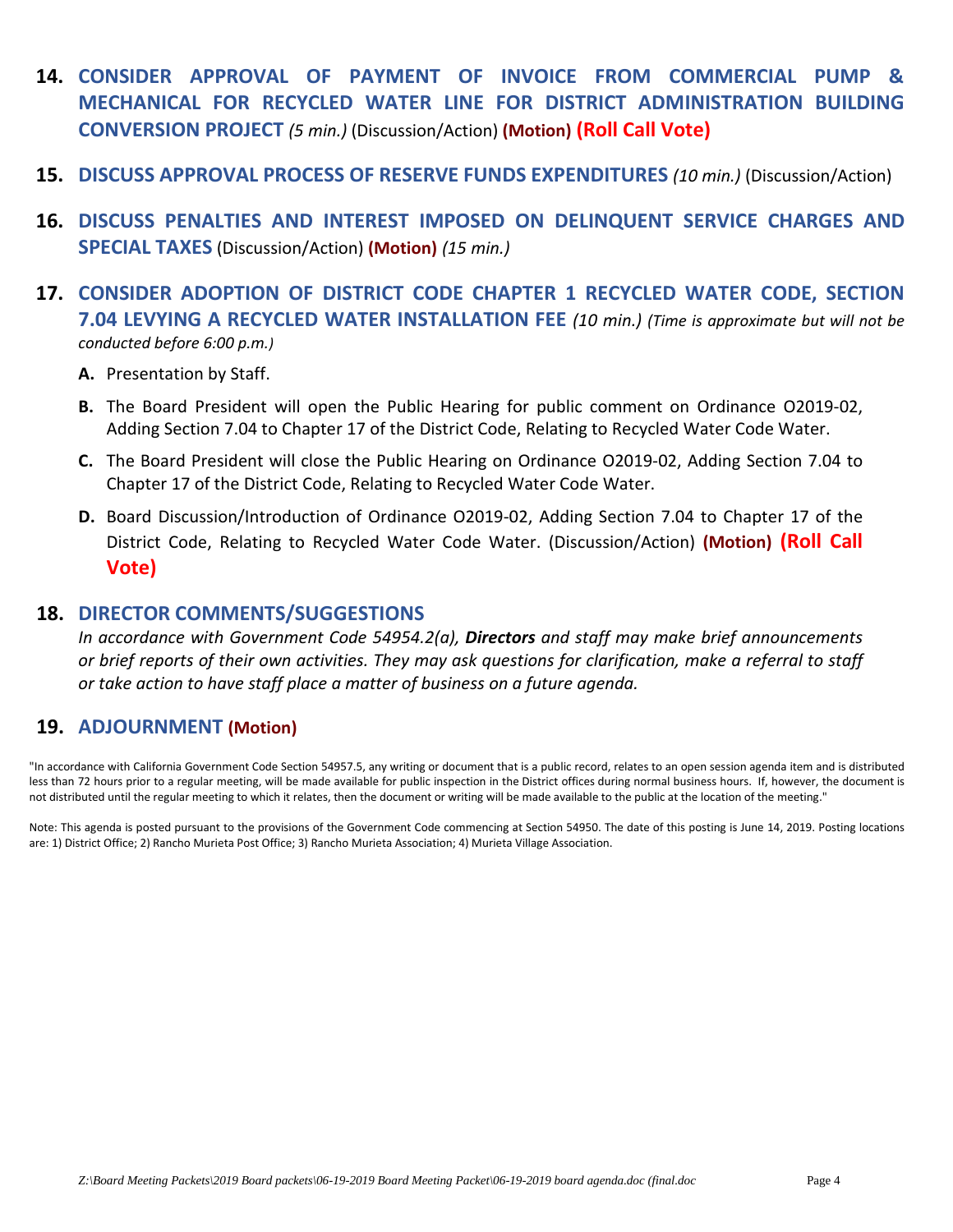**14. CONSIDER APPROVAL OF PAYMENT OF INVOICE FROM COMMERCIAL PUMP & MECHANICAL FOR RECYCLED WATER LINE FOR DISTRICT ADMINISTRATION BUILDING CONVERSION PROJECT** *(5 min.)* (Discussion/Action) **(Motion)** **(Roll Call Vote)**

**15. DISCUSS APPROVAL PROCESS OF RESERVE FUNDS EXPENDITURES** *(10 min.)* (Discussion/Action)

**16. DISCUSS PENALTIES AND INTEREST IMPOSED ON DELINQUENT SERVICE CHARGES AND SPECIAL TAXES** (Discussion/Action) **(Motion)** *(15 min.)*

**17. CONSIDER ADOPTION OF DISTRICT CODE CHAPTER 1 RECYCLED WATER CODE, SECTION 7.04 LEVYING A RECYCLED WATER INSTALLATION FEE** *(10 min.) (Time is approximate but will not be conducted before 6:00 p.m.)*

- **A.** Presentation by Staff.
- **B.** The Board President will open the Public Hearing for public comment on Ordinance O2019-02, Adding Section 7.04 to Chapter 17 of the District Code, Relating to Recycled Water Code Water.
- **C.** The Board President will close the Public Hearing on Ordinance O2019-02, Adding Section 7.04 to Chapter 17 of the District Code, Relating to Recycled Water Code Water.
- **D.** Board Discussion/Introduction of Ordinance O2019-02, Adding Section 7.04 to Chapter 17 of the District Code, Relating to Recycled Water Code Water. (Discussion/Action) **(Motion)** **(Roll Call Vote)**

**18. DIRECTOR COMMENTS/SUGGESTIONS**

*In accordance with Government Code 54954.2(a), **Directors** and staff may make brief announcements or brief reports of their own activities. They may ask questions for clarification, make a referral to staff or take action to have staff place a matter of business on a future agenda.*

**19. ADJOURNMENT** **(Motion)**

"In accordance with California Government Code Section 54957.5, any writing or document that is a public record, relates to an open session agenda item and is distributed less than 72 hours prior to a regular meeting, will be made available for public inspection in the District offices during normal business hours. If, however, the document is not distributed until the regular meeting to which it relates, then the document or writing will be made available to the public at the location of the meeting."

Note: This agenda is posted pursuant to the provisions of the Government Code commencing at Section 54950. The date of this posting is June 14, 2019. Posting locations are: 1) District Office; 2) Rancho Murieta Post Office; 3) Rancho Murieta Association; 4) Murieta Village Association.